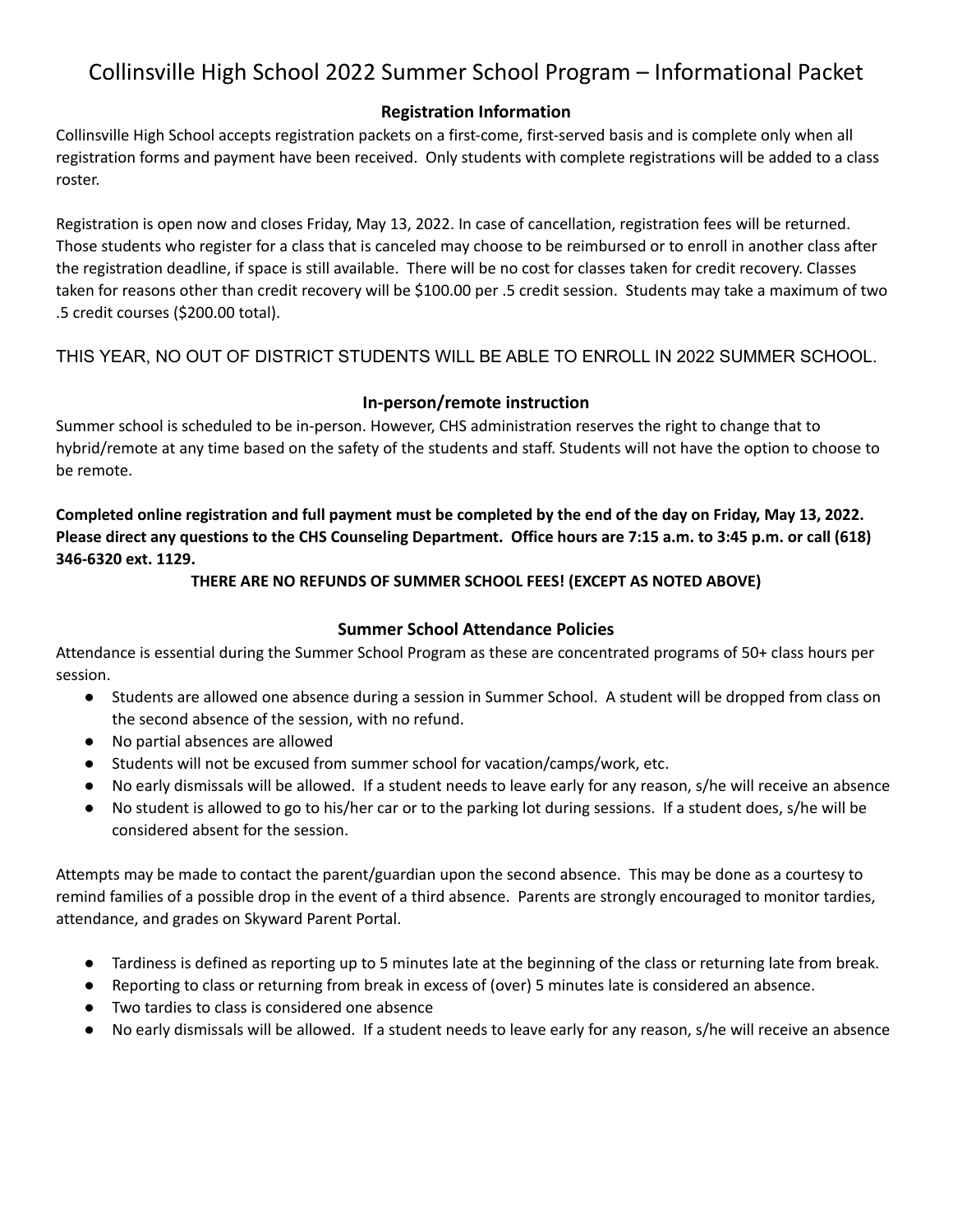# Collinsville High School 2022 Summer School Program – Informational Packet

## Registration Information

Collinsville High School accepts registration packets on a first-come, first-served basis and is complete only when all registration forms and payment have been received. Only students with complete registrations will be added to a class roster.

Registration is open now and closes Friday, May 13, 2022. In case of cancellation, registration fees will be returned. Those students who register for a class that is canceled may choose to be reimbursed or to enroll in another class after the registration deadline, if space is still available. There will be no cost for classes taken for credit recovery. Classes taken for reasons other than credit recovery will be $100.00 per .5 credit session. Students may take a maximum of two .5 credit courses ($200.00 total).

THIS YEAR, NO OUT OF DISTRICT STUDENTS WILL BE ABLE TO ENROLL IN 2022 SUMMER SCHOOL.

## In-person/remote instruction

Summer school is scheduled to be in-person. However, CHS administration reserves the right to change that to hybrid/remote at any time based on the safety of the students and staff. Students will not have the option to choose to be remote.

**Completed online registration and full payment must be completed by the end of the day on Friday, May 13, 2022. Please direct any questions to the CHS Counseling Department. Office hours are 7:15 a.m. to 3:45 p.m. or call (618) 346-6320 ext. 1129.**

**THERE ARE NO REFUNDS OF SUMMER SCHOOL FEES! (EXCEPT AS NOTED ABOVE)**

## Summer School Attendance Policies

Attendance is essential during the Summer School Program as these are concentrated programs of 50+ class hours per session.

- Students are allowed one absence during a session in Summer School. A student will be dropped from class on the second absence of the session, with no refund.
- No partial absences are allowed
- Students will not be excused from summer school for vacation/camps/work, etc.
- No early dismissals will be allowed. If a student needs to leave early for any reason, s/he will receive an absence
- No student is allowed to go to his/her car or to the parking lot during sessions. If a student does, s/he will be considered absent for the session.

Attempts may be made to contact the parent/guardian upon the second absence. This may be done as a courtesy to remind families of a possible drop in the event of a third absence. Parents are strongly encouraged to monitor tardies, attendance, and grades on Skyward Parent Portal.

- Tardiness is defined as reporting up to 5 minutes late at the beginning of the class or returning late from break.
- Reporting to class or returning from break in excess of (over) 5 minutes late is considered an absence.
- Two tardies to class is considered one absence
- No early dismissals will be allowed. If a student needs to leave early for any reason, s/he will receive an absence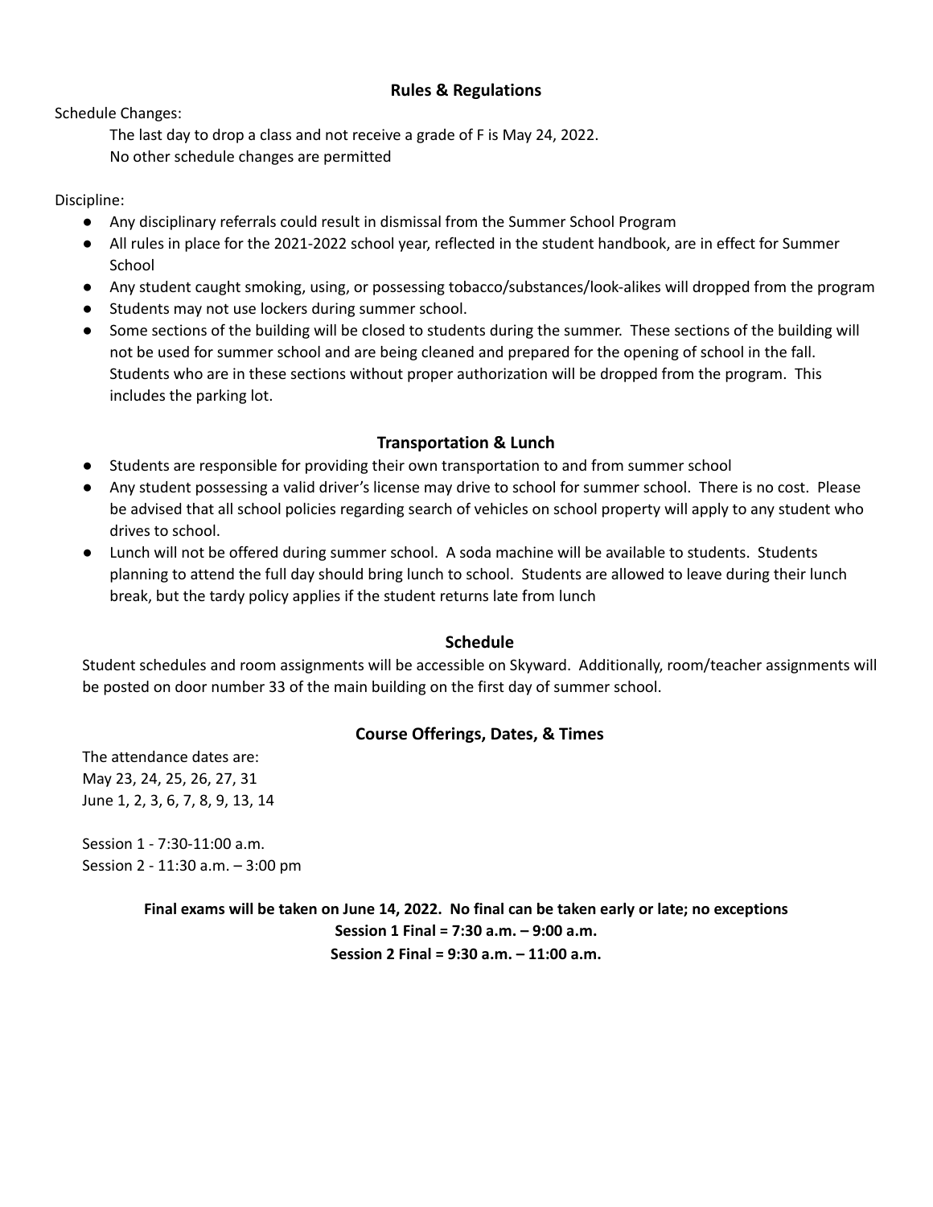## Rules & Regulations

Schedule Changes:

The last day to drop a class and not receive a grade of F is May 24, 2022.
No other schedule changes are permitted

Discipline:

- Any disciplinary referrals could result in dismissal from the Summer School Program
- All rules in place for the 2021-2022 school year, reflected in the student handbook, are in effect for Summer School
- Any student caught smoking, using, or possessing tobacco/substances/look-alikes will dropped from the program
- Students may not use lockers during summer school.
- Some sections of the building will be closed to students during the summer. These sections of the building will not be used for summer school and are being cleaned and prepared for the opening of school in the fall. Students who are in these sections without proper authorization will be dropped from the program. This includes the parking lot.

## Transportation & Lunch

- Students are responsible for providing their own transportation to and from summer school
- Any student possessing a valid driver's license may drive to school for summer school. There is no cost. Please be advised that all school policies regarding search of vehicles on school property will apply to any student who drives to school.
- Lunch will not be offered during summer school. A soda machine will be available to students. Students planning to attend the full day should bring lunch to school. Students are allowed to leave during their lunch break, but the tardy policy applies if the student returns late from lunch

## Schedule

Student schedules and room assignments will be accessible on Skyward. Additionally, room/teacher assignments will be posted on door number 33 of the main building on the first day of summer school.

## Course Offerings, Dates, & Times

The attendance dates are:
May 23, 24, 25, 26, 27, 31
June 1, 2, 3, 6, 7, 8, 9, 13, 14

Session 1 - 7:30-11:00 a.m.
Session 2 - 11:30 a.m. – 3:00 pm

**Final exams will be taken on June 14, 2022. No final can be taken early or late; no exceptions**
**Session 1 Final = 7:30 a.m. – 9:00 a.m.**
**Session 2 Final = 9:30 a.m. – 11:00 a.m.**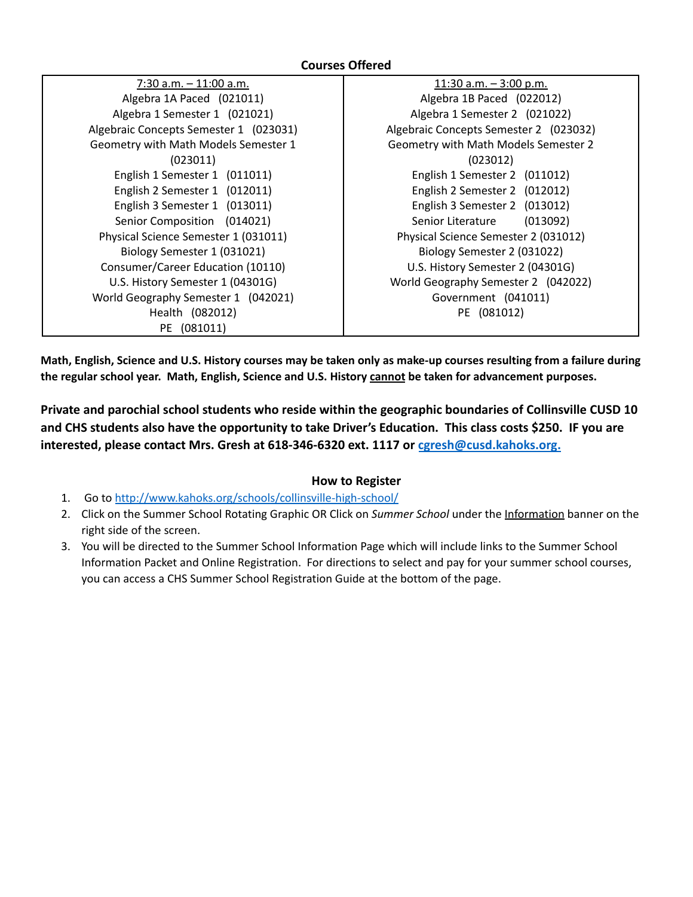**Courses Offered**

| 7:30 a.m. – 11:00 a.m. | 11:30 a.m. – 3:00 p.m. |
|---|---|
| Algebra 1A Paced (021011) | Algebra 1B Paced (022012) |
| Algebra 1 Semester 1 (021021) | Algebra 1 Semester 2 (021022) |
| Algebraic Concepts Semester 1 (023031) | Algebraic Concepts Semester 2 (023032) |
| Geometry with Math Models Semester 1 (023011) | Geometry with Math Models Semester 2 (023012) |
| English 1 Semester 1 (011011) | English 1 Semester 2 (011012) |
| English 2 Semester 1 (012011) | English 2 Semester 2 (012012) |
| English 3 Semester 1 (013011) | English 3 Semester 2 (013012) |
| Senior Composition (014021) | Senior Literature (013092) |
| Physical Science Semester 1 (031011) | Physical Science Semester 2 (031012) |
| Biology Semester 1 (031021) | Biology Semester 2 (031022) |
| Consumer/Career Education (10110) | U.S. History Semester 2 (04301G) |
| U.S. History Semester 1 (04301G) | World Geography Semester 2 (042022) |
| World Geography Semester 1 (042021) | Government (041011) |
| Health (082012) | PE (081012) |
| PE (081011) | |

**Math, English, Science and U.S. History courses may be taken only as make-up courses resulting from a failure during the regular school year. Math, English, Science and U.S. History cannot be taken for advancement purposes.**

**Private and parochial school students who reside within the geographic boundaries of Collinsville CUSD 10 and CHS students also have the opportunity to take Driver's Education. This class costs $250. IF you are interested, please contact Mrs. Gresh at 618-346-6320 ext. 1117 or cgresh@cusd.kahoks.org.**

**How to Register**

1. Go to http://www.kahoks.org/schools/collinsville-high-school/
2. Click on the Summer School Rotating Graphic OR Click on *Summer School* under the Information banner on the right side of the screen.
3. You will be directed to the Summer School Information Page which will include links to the Summer School Information Packet and Online Registration. For directions to select and pay for your summer school courses, you can access a CHS Summer School Registration Guide at the bottom of the page.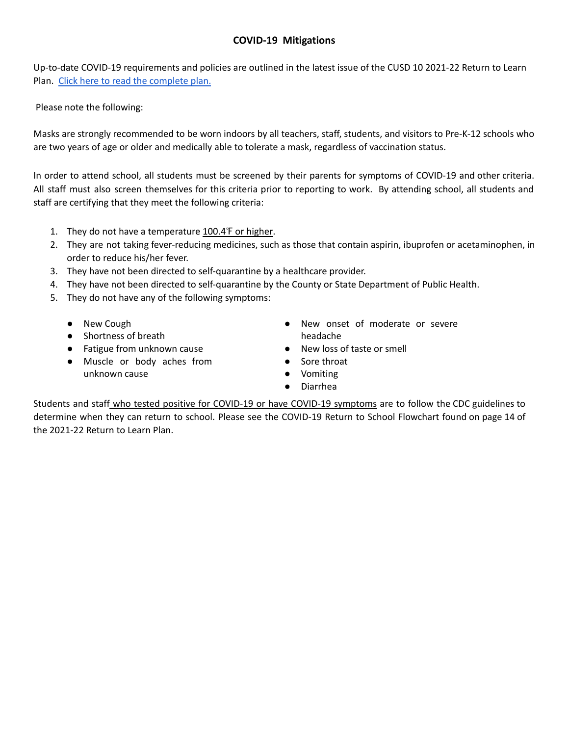## COVID-19 Mitigations

Up-to-date COVID-19 requirements and policies are outlined in the latest issue of the CUSD 10 2021-22 Return to Learn Plan. [Click here to read the complete plan.]

Please note the following:

Masks are strongly recommended to be worn indoors by all teachers, staff, students, and visitors to Pre-K-12 schools who are two years of age or older and medically able to tolerate a mask, regardless of vaccination status.

In order to attend school, all students must be screened by their parents for symptoms of COVID-19 and other criteria. All staff must also screen themselves for this criteria prior to reporting to work. By attending school, all students and staff are certifying that they meet the following criteria:

1. They do not have a temperature 100.4℉ or higher.
2. They are not taking fever-reducing medicines, such as those that contain aspirin, ibuprofen or acetaminophen, in order to reduce his/her fever.
3. They have not been directed to self-quarantine by a healthcare provider.
4. They have not been directed to self-quarantine by the County or State Department of Public Health.
5. They do not have any of the following symptoms:
   - New Cough
   - Shortness of breath
   - Fatigue from unknown cause
   - Muscle or body aches from unknown cause
   - New onset of moderate or severe headache
   - New loss of taste or smell
   - Sore throat
   - Vomiting
   - Diarrhea

Students and staff who tested positive for COVID-19 or have COVID-19 symptoms are to follow the CDC guidelines to determine when they can return to school. Please see the COVID-19 Return to School Flowchart found on page 14 of the 2021-22 Return to Learn Plan.